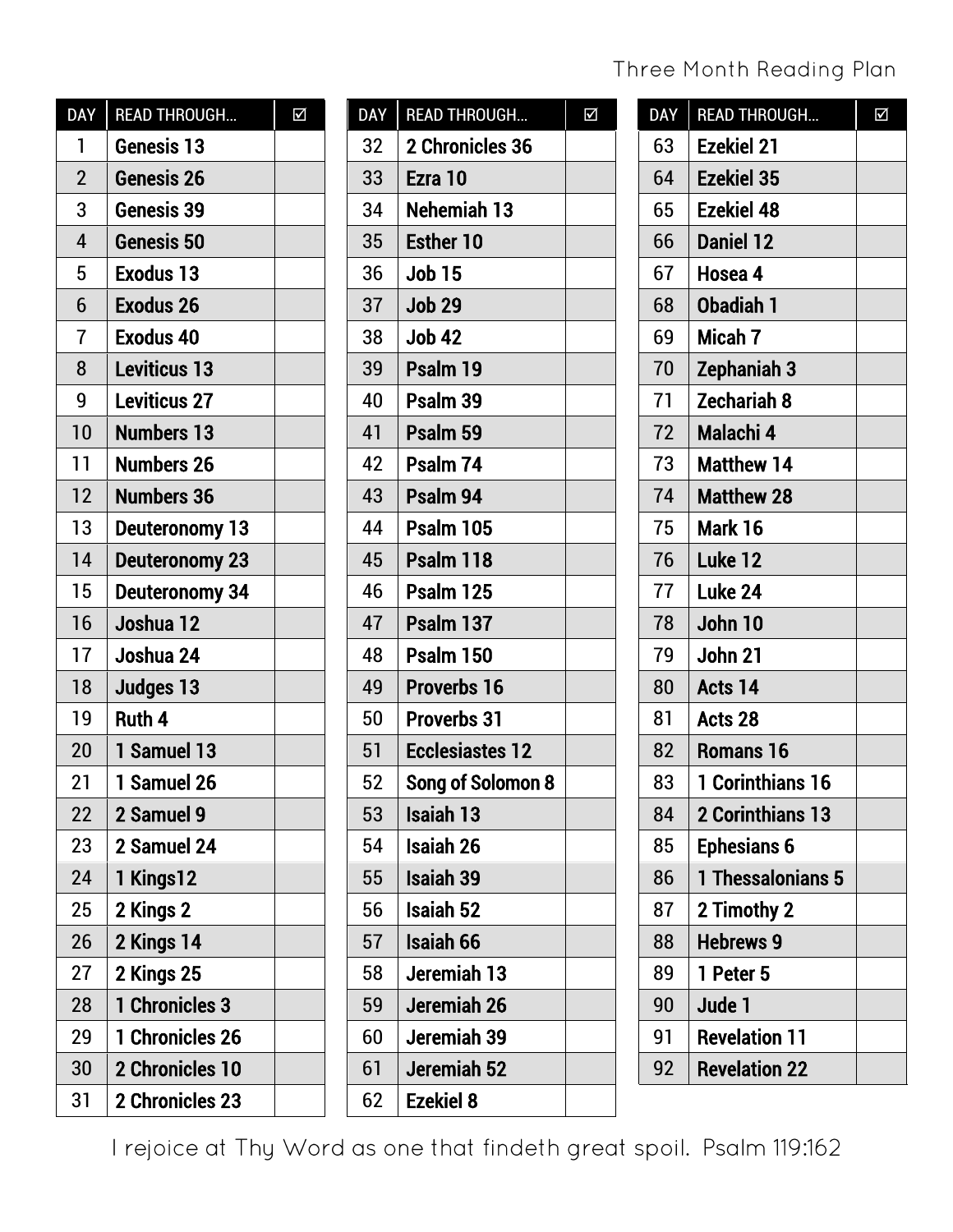# Three Month Reading Plan

| DAY | READ THROUGH... | ☑ |
|---|---|---|
| 1 | Genesis 13 | |
| 2 | Genesis 26 | |
| 3 | Genesis 39 | |
| 4 | Genesis 50 | |
| 5 | Exodus 13 | |
| 6 | Exodus 26 | |
| 7 | Exodus 40 | |
| 8 | Leviticus 13 | |
| 9 | Leviticus 27 | |
| 10 | Numbers 13 | |
| 11 | Numbers 26 | |
| 12 | Numbers 36 | |
| 13 | Deuteronomy 13 | |
| 14 | Deuteronomy 23 | |
| 15 | Deuteronomy 34 | |
| 16 | Joshua 12 | |
| 17 | Joshua 24 | |
| 18 | Judges 13 | |
| 19 | Ruth 4 | |
| 20 | 1 Samuel 13 | |
| 21 | 1 Samuel 26 | |
| 22 | 2 Samuel 9 | |
| 23 | 2 Samuel 24 | |
| 24 | 1 Kings12 | |
| 25 | 2 Kings 2 | |
| 26 | 2 Kings 14 | |
| 27 | 2 Kings 25 | |
| 28 | 1 Chronicles 3 | |
| 29 | 1 Chronicles 26 | |
| 30 | 2 Chronicles 10 | |
| 31 | 2 Chronicles 23 | |

| DAY | READ THROUGH... | ☑ |
|---|---|---|
| 32 | 2 Chronicles 36 | |
| 33 | Ezra 10 | |
| 34 | Nehemiah 13 | |
| 35 | Esther 10 | |
| 36 | Job 15 | |
| 37 | Job 29 | |
| 38 | Job 42 | |
| 39 | Psalm 19 | |
| 40 | Psalm 39 | |
| 41 | Psalm 59 | |
| 42 | Psalm 74 | |
| 43 | Psalm 94 | |
| 44 | Psalm 105 | |
| 45 | Psalm 118 | |
| 46 | Psalm 125 | |
| 47 | Psalm 137 | |
| 48 | Psalm 150 | |
| 49 | Proverbs 16 | |
| 50 | Proverbs 31 | |
| 51 | Ecclesiastes 12 | |
| 52 | Song of Solomon 8 | |
| 53 | Isaiah 13 | |
| 54 | Isaiah 26 | |
| 55 | Isaiah 39 | |
| 56 | Isaiah 52 | |
| 57 | Isaiah 66 | |
| 58 | Jeremiah 13 | |
| 59 | Jeremiah 26 | |
| 60 | Jeremiah 39 | |
| 61 | Jeremiah 52 | |
| 62 | Ezekiel 8 | |

| DAY | READ THROUGH... | ☑ |
|---|---|---|
| 63 | Ezekiel 21 | |
| 64 | Ezekiel 35 | |
| 65 | Ezekiel 48 | |
| 66 | Daniel 12 | |
| 67 | Hosea 4 | |
| 68 | Obadiah 1 | |
| 69 | Micah 7 | |
| 70 | Zephaniah 3 | |
| 71 | Zechariah 8 | |
| 72 | Malachi 4 | |
| 73 | Matthew 14 | |
| 74 | Matthew 28 | |
| 75 | Mark 16 | |
| 76 | Luke 12 | |
| 77 | Luke 24 | |
| 78 | John 10 | |
| 79 | John 21 | |
| 80 | Acts 14 | |
| 81 | Acts 28 | |
| 82 | Romans 16 | |
| 83 | 1 Corinthians 16 | |
| 84 | 2 Corinthians 13 | |
| 85 | Ephesians 6 | |
| 86 | 1 Thessalonians 5 | |
| 87 | 2 Timothy 2 | |
| 88 | Hebrews 9 | |
| 89 | 1 Peter 5 | |
| 90 | Jude 1 | |
| 91 | Revelation 11 | |
| 92 | Revelation 22 | |

I rejoice at Thy Word as one that findeth great spoil. Psalm 119:162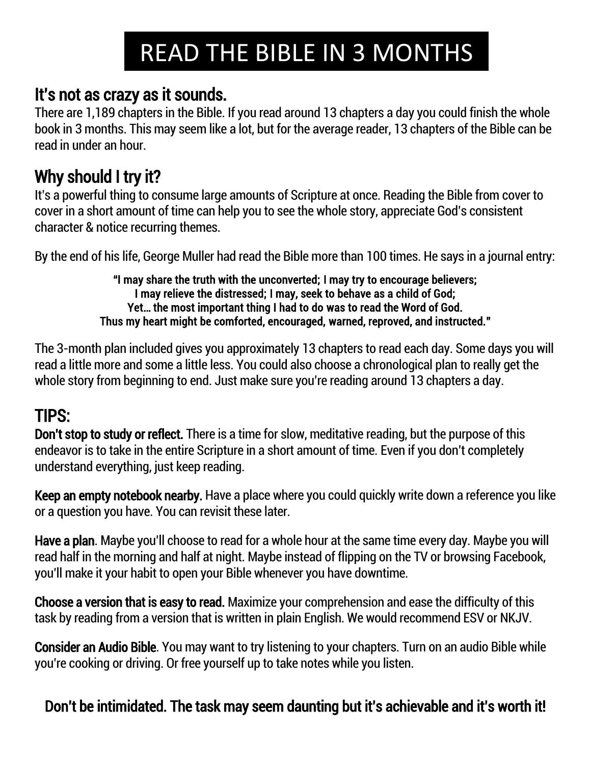# READ THE BIBLE IN 3 MONTHS

## It's not as crazy as it sounds.

There are 1,189 chapters in the Bible. If you read around 13 chapters a day you could finish the whole book in 3 months. This may seem like a lot, but for the average reader, 13 chapters of the Bible can be read in under an hour.

## Why should I try it?

It's a powerful thing to consume large amounts of Scripture at once. Reading the Bible from cover to cover in a short amount of time can help you to see the whole story, appreciate God's consistent character & notice recurring themes.

By the end of his life, George Muller had read the Bible more than 100 times. He says in a journal entry:

> **"I may share the truth with the unconverted; I may try to encourage believers;**
> **I may relieve the distressed; I may, seek to behave as a child of God;**
> **Yet… the most important thing I had to do was to read the Word of God.**
> **Thus my heart might be comforted, encouraged, warned, reproved, and instructed."**

The 3-month plan included gives you approximately 13 chapters to read each day. Some days you will read a little more and some a little less. You could also choose a chronological plan to really get the whole story from beginning to end. Just make sure you're reading around 13 chapters a day.

## TIPS:

**Don't stop to study or reflect.** There is a time for slow, meditative reading, but the purpose of this endeavor is to take in the entire Scripture in a short amount of time. Even if you don't completely understand everything, just keep reading.

**Keep an empty notebook nearby.** Have a place where you could quickly write down a reference you like or a question you have. You can revisit these later.

**Have a plan**. Maybe you'll choose to read for a whole hour at the same time every day. Maybe you will read half in the morning and half at night. Maybe instead of flipping on the TV or browsing Facebook, you'll make it your habit to open your Bible whenever you have downtime.

**Choose a version that is easy to read.** Maximize your comprehension and ease the difficulty of this task by reading from a version that is written in plain English. We would recommend ESV or NKJV.

**Consider an Audio Bible**. You may want to try listening to your chapters. Turn on an audio Bible while you're cooking or driving. Or free yourself up to take notes while you listen.

**Don't be intimidated. The task may seem daunting but it's achievable and it's worth it!**